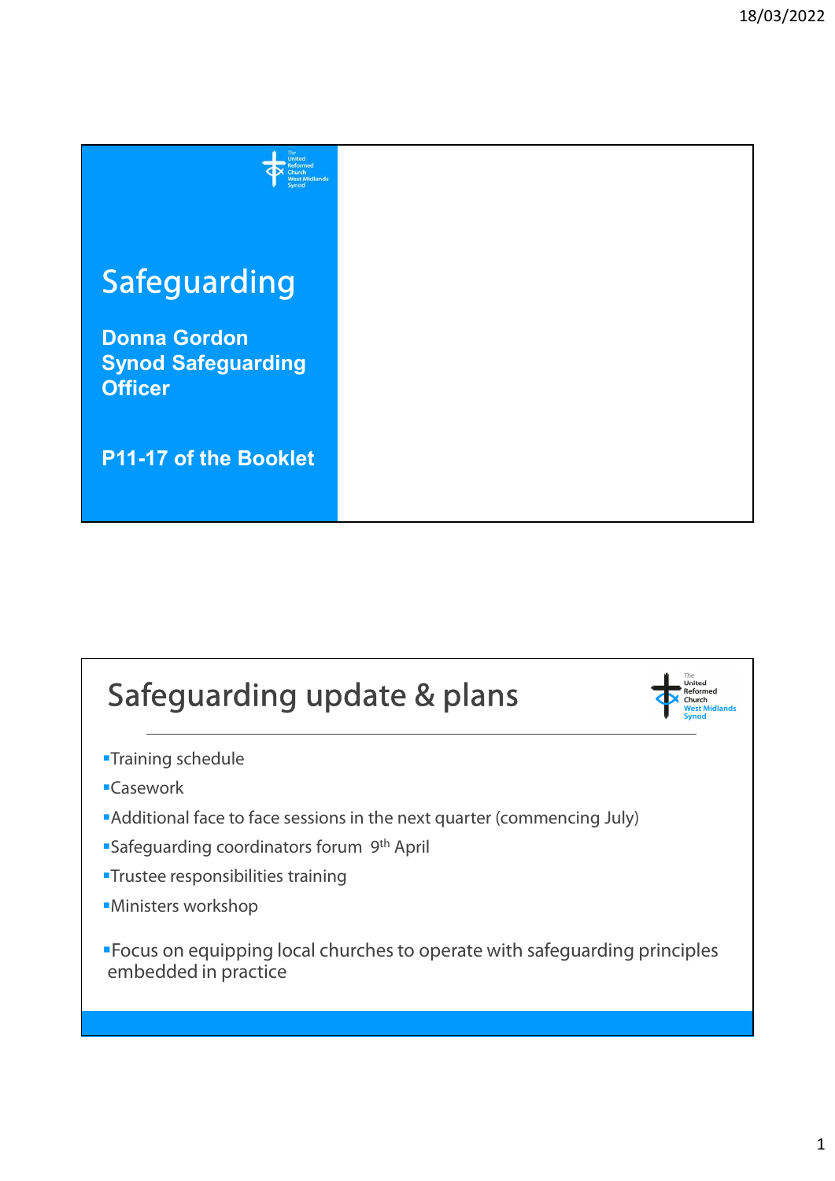# Safeguarding

**Donna Gordon**
**Synod Safeguarding Officer**

**P11-17 of the Booklet**

## Safeguarding update & plans

- Training schedule
- Casework
- Additional face to face sessions in the next quarter (commencing July)
- Safeguarding coordinators forum 9th April
- Trustee responsibilities training
- Ministers workshop

- Focus on equipping local churches to operate with safeguarding principles embedded in practice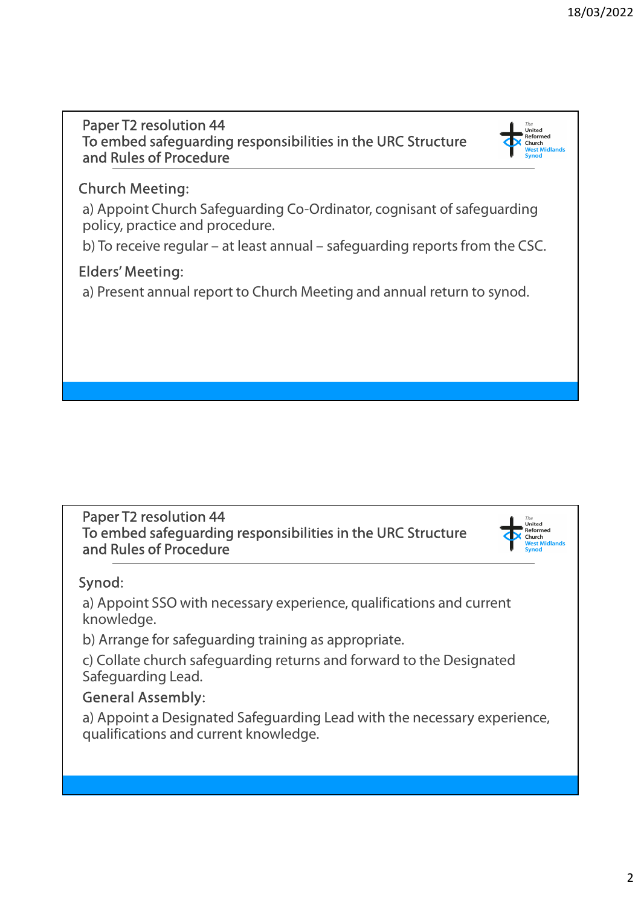## Paper T2 resolution 44
## To embed safeguarding responsibilities in the URC Structure and Rules of Procedure

### Church Meeting:

a) Appoint Church Safeguarding Co-Ordinator, cognisant of safeguarding policy, practice and procedure.

b) To receive regular – at least annual – safeguarding reports from the CSC.

### Elders' Meeting:

a) Present annual report to Church Meeting and annual return to synod.

## Paper T2 resolution 44
## To embed safeguarding responsibilities in the URC Structure and Rules of Procedure

### Synod:

a) Appoint SSO with necessary experience, qualifications and current knowledge.

b) Arrange for safeguarding training as appropriate.

c) Collate church safeguarding returns and forward to the Designated Safeguarding Lead.

### General Assembly:

a) Appoint a Designated Safeguarding Lead with the necessary experience, qualifications and current knowledge.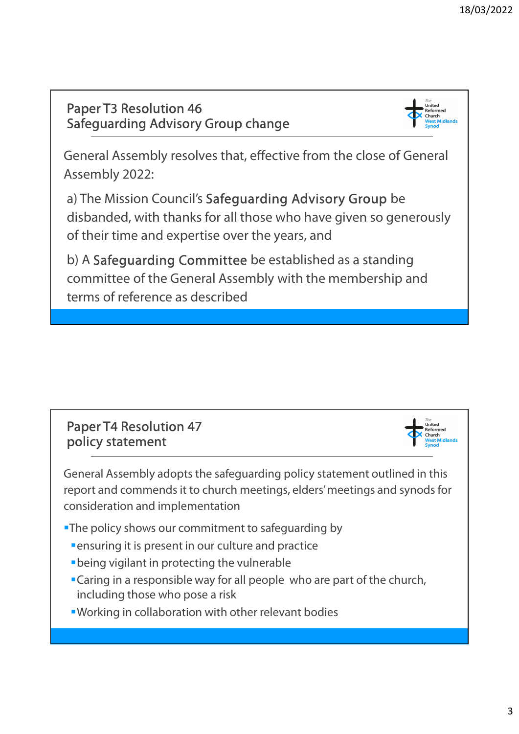## Paper T3 Resolution 46
## Safeguarding Advisory Group change

General Assembly resolves that, effective from the close of General Assembly 2022:

a) The Mission Council's **Safeguarding Advisory Group** be disbanded, with thanks for all those who have given so generously of their time and expertise over the years, and

b) A **Safeguarding Committee** be established as a standing committee of the General Assembly with the membership and terms of reference as described

## Paper T4 Resolution 47
## policy statement

General Assembly adopts the safeguarding policy statement outlined in this report and commends it to church meetings, elders' meetings and synods for consideration and implementation

- The policy shows our commitment to safeguarding by
  - ensuring it is present in our culture and practice
  - being vigilant in protecting the vulnerable
  - Caring in a responsible way for all people who are part of the church, including those who pose a risk
  - Working in collaboration with other relevant bodies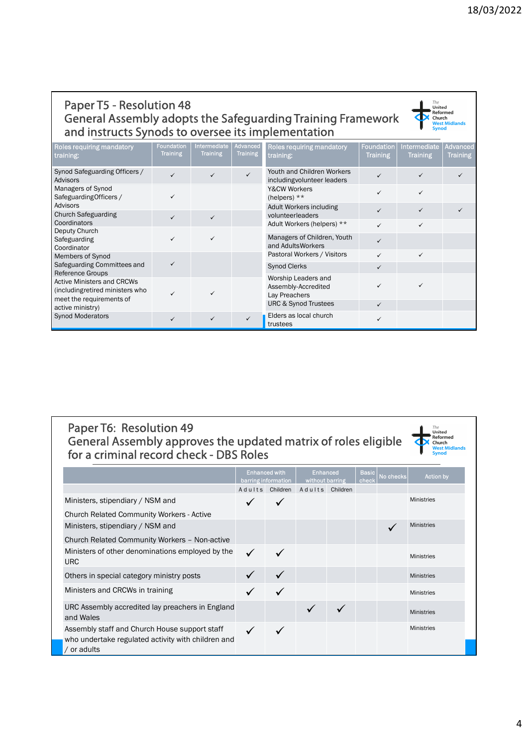## Paper T5 - Resolution 48

## General Assembly adopts the Safeguarding Training Framework and instructs Synods to oversee its implementation

| Roles requiring mandatory training: | Foundation Training | Intermediate Training | Advanced Training |
|---|---|---|---|
| Synod Safeguarding Officers / Advisors | ✓ | ✓ | ✓ |
| Managers of Synod Safeguarding Officers / Advisors | ✓ | | |
| Church Safeguarding Coordinators | ✓ | ✓ | |
| Deputy Church Safeguarding Coordinator | ✓ | ✓ | |
| Members of Synod Safeguarding Committees and Reference Groups | ✓ | | |
| Active Ministers and CRCWs (including retired ministers who meet the requirements of active ministry) | ✓ | ✓ | |
| Synod Moderators | ✓ | ✓ | ✓ |

| Roles requiring mandatory training: | Foundation Training | Intermediate Training | Advanced Training |
|---|---|---|---|
| Youth and Children Workers including volunteer leaders | ✓ | ✓ | ✓ |
| Y&CW Workers (helpers) ** | ✓ | ✓ | |
| Adult Workers including volunteer leaders | ✓ | ✓ | ✓ |
| Adult Workers (helpers) ** | ✓ | ✓ | |
| Managers of Children, Youth and Adults Workers | ✓ | | |
| Pastoral Workers / Visitors | ✓ | ✓ | |
| Synod Clerks | ✓ | | |
| Worship Leaders and Assembly-Accredited Lay Preachers | ✓ | ✓ | |
| URC & Synod Trustees | ✓ | | |
| Elders as local church trustees | ✓ | | |

## Paper T6: Resolution 49

## General Assembly approves the updated matrix of roles eligible for a criminal record check - DBS Roles

| | Enhanced with barring information | | Enhanced without barring | | Basic check | No checks | Action by |
|---|---|---|---|---|---|---|---|
| | Adults | Children | Adults | Children | | | |
| Ministers, stipendiary / NSM and Church Related Community Workers - Active | ✓ | ✓ | | | | | Ministries |
| Ministers, stipendiary / NSM and Church Related Community Workers – Non-active | | | | | | ✓ | Ministries |
| Ministers of other denominations employed by the URC | ✓ | ✓ | | | | | Ministries |
| Others in special category ministry posts | ✓ | ✓ | | | | | Ministries |
| Ministers and CRCWs in training | ✓ | ✓ | | | | | Ministries |
| URC Assembly accredited lay preachers in England and Wales | | | ✓ | ✓ | | | Ministries |
| Assembly staff and Church House support staff who undertake regulated activity with children and / or adults | ✓ | ✓ | | | | | Ministries |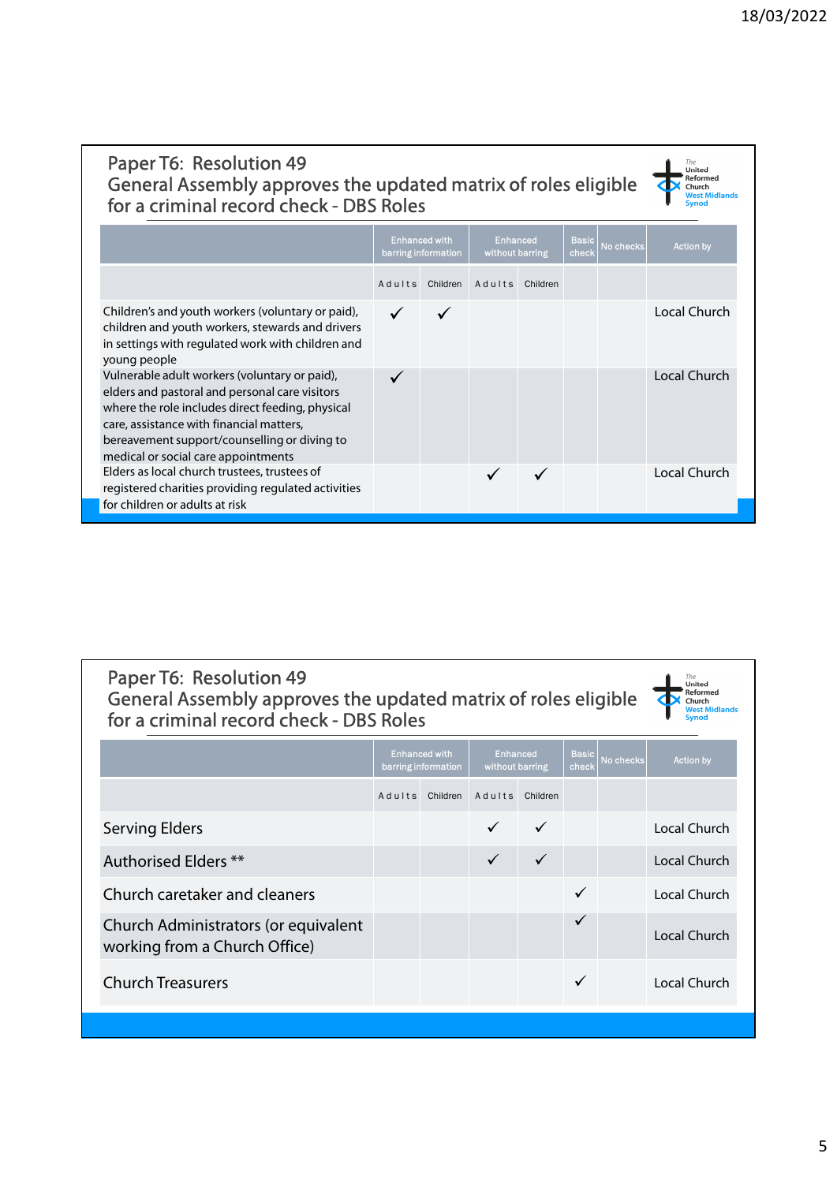## Paper T6: Resolution 49
General Assembly approves the updated matrix of roles eligible for a criminal record check - DBS Roles

| | Enhanced with barring information | | Enhanced without barring | | Basic check | No checks | Action by |
|---|---|---|---|---|---|---|---|
| | Adults | Children | Adults | Children | | | |
| Children's and youth workers (voluntary or paid), children and youth workers, stewards and drivers in settings with regulated work with children and young people | ✓ | ✓ | | | | | Local Church |
| Vulnerable adult workers (voluntary or paid), elders and pastoral and personal care visitors where the role includes direct feeding, physical care, assistance with financial matters, bereavement support/counselling or diving to medical or social care appointments | ✓ | | | | | | Local Church |
| Elders as local church trustees, trustees of registered charities providing regulated activities for children or adults at risk | | | ✓ | ✓ | | | Local Church |

## Paper T6: Resolution 49
General Assembly approves the updated matrix of roles eligible for a criminal record check - DBS Roles

| | Enhanced with barring information | | Enhanced without barring | | Basic check | No checks | Action by |
|---|---|---|---|---|---|---|---|
| | Adults | Children | Adults | Children | | | |
| Serving Elders | | | ✓ | ✓ | | | Local Church |
| Authorised Elders ** | | | ✓ | ✓ | | | Local Church |
| Church caretaker and cleaners | | | | | ✓ | | Local Church |
| Church Administrators (or equivalent working from a Church Office) | | | | | ✓ | | Local Church |
| Church Treasurers | | | | | ✓ | | Local Church |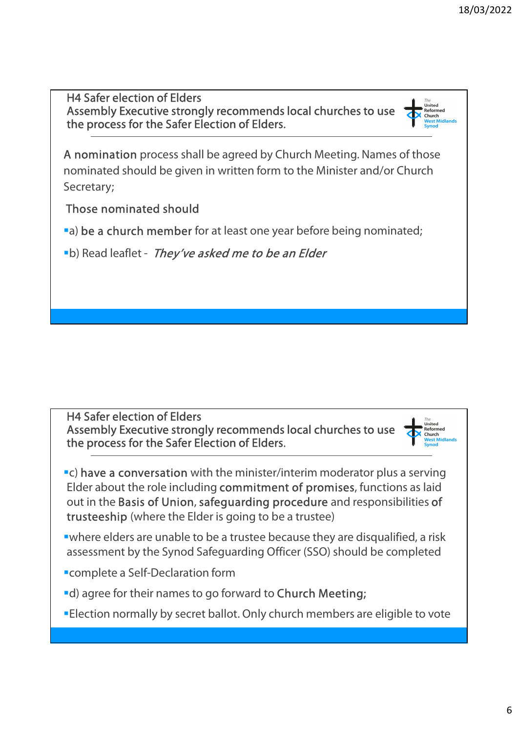## H4 Safer election of Elders

Assembly Executive strongly recommends local churches to use the process for the Safer Election of Elders.

**A nomination** process shall be agreed by Church Meeting. Names of those nominated should be given in written form to the Minister and/or Church Secretary;

Those nominated should

- a) **be a church member** for at least one year before being nominated;
- b) Read leaflet - *They've asked me to be an Elder*

## H4 Safer election of Elders

Assembly Executive strongly recommends local churches to use the process for the Safer Election of Elders.

- c) **have a conversation** with the minister/interim moderator plus a serving Elder about the role including **commitment of promises**, functions as laid out in the **Basis of Union**, **safeguarding procedure** and responsibilities **of trusteeship** (where the Elder is going to be a trustee)
- where elders are unable to be a trustee because they are disqualified, a risk assessment by the Synod Safeguarding Officer (SSO) should be completed
- complete a Self-Declaration form
- d) agree for their names to go forward to **Church Meeting;**
- Election normally by secret ballot. Only church members are eligible to vote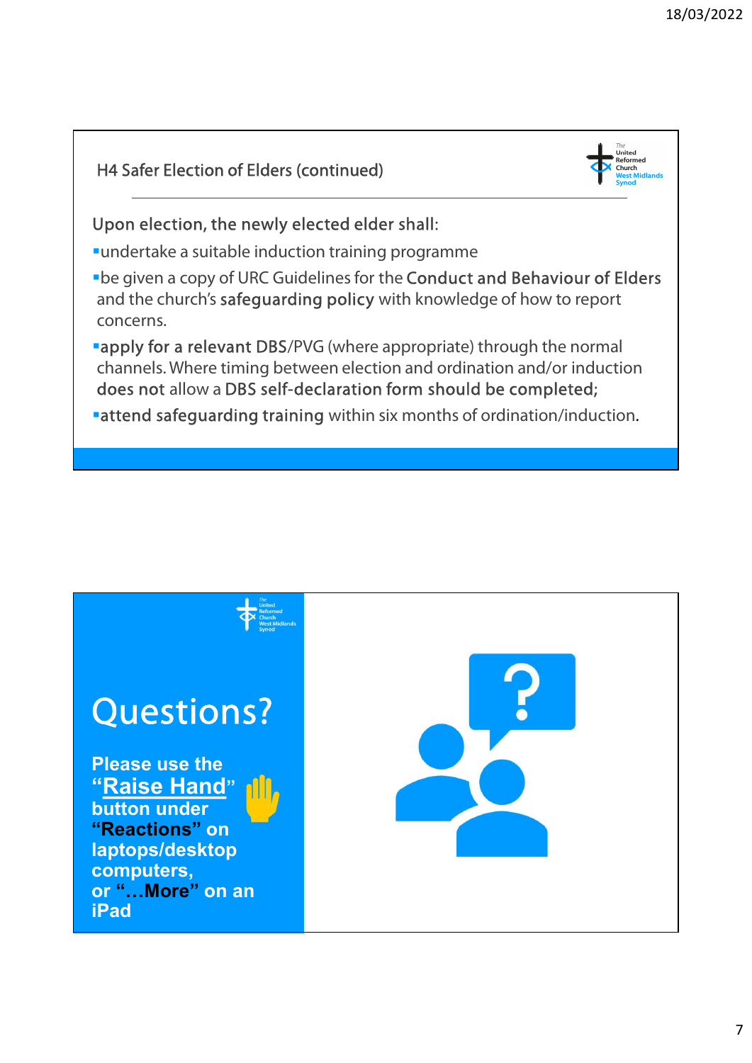## H4 Safer Election of Elders (continued)

Upon election, the newly elected elder shall:

- undertake a suitable induction training programme
- be given a copy of URC Guidelines for the **Conduct and Behaviour of Elders** and the church's **safeguarding policy** with knowledge of how to report concerns.
- **apply for a relevant** DBS/PVG (where appropriate) through the normal channels. Where timing between election and ordination and/or induction **does not** allow a DBS **self-declaration form should be completed;**
- **attend safeguarding training** within six months of ordination/induction.

# Questions?

**Please use the "Raise Hand" button under "Reactions" on laptops/desktop computers, or "…More" on an iPad**